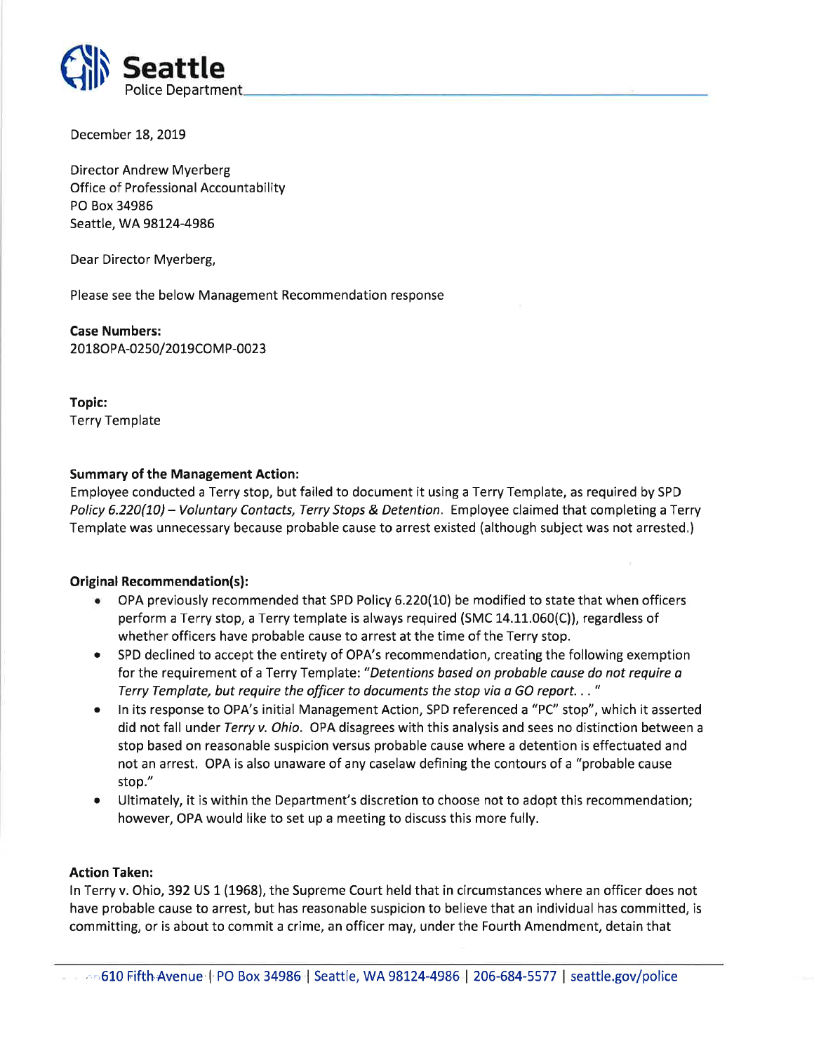# Seattle Police Department

December 18, 2019

Director Andrew Myerberg
Office of Professional Accountability
PO Box 34986
Seattle, WA 98124-4986

Dear Director Myerberg,

Please see the below Management Recommendation response

**Case Numbers:**
2018OPA-0250/2019COMP-0023

**Topic:**
Terry Template

**Summary of the Management Action:**
Employee conducted a Terry stop, but failed to document it using a Terry Template, as required by SPD *Policy 6.220(10) – Voluntary Contacts, Terry Stops & Detention*. Employee claimed that completing a Terry Template was unnecessary because probable cause to arrest existed (although subject was not arrested.)

**Original Recommendation(s):**

- OPA previously recommended that SPD Policy 6.220(10) be modified to state that when officers perform a Terry stop, a Terry template is always required (SMC 14.11.060(C)), regardless of whether officers have probable cause to arrest at the time of the Terry stop.
- SPD declined to accept the entirety of OPA's recommendation, creating the following exemption for the requirement of a Terry Template: *"Detentions based on probable cause do not require a Terry Template, but require the officer to documents the stop via a GO report. . . "*
- In its response to OPA's initial Management Action, SPD referenced a "PC" stop", which it asserted did not fall under *Terry v. Ohio*. OPA disagrees with this analysis and sees no distinction between a stop based on reasonable suspicion versus probable cause where a detention is effectuated and not an arrest. OPA is also unaware of any caselaw defining the contours of a "probable cause stop."
- Ultimately, it is within the Department's discretion to choose not to adopt this recommendation; however, OPA would like to set up a meeting to discuss this more fully.

**Action Taken:**
In Terry v. Ohio, 392 US 1 (1968), the Supreme Court held that in circumstances where an officer does not have probable cause to arrest, but has reasonable suspicion to believe that an individual has committed, is committing, or is about to commit a crime, an officer may, under the Fourth Amendment, detain that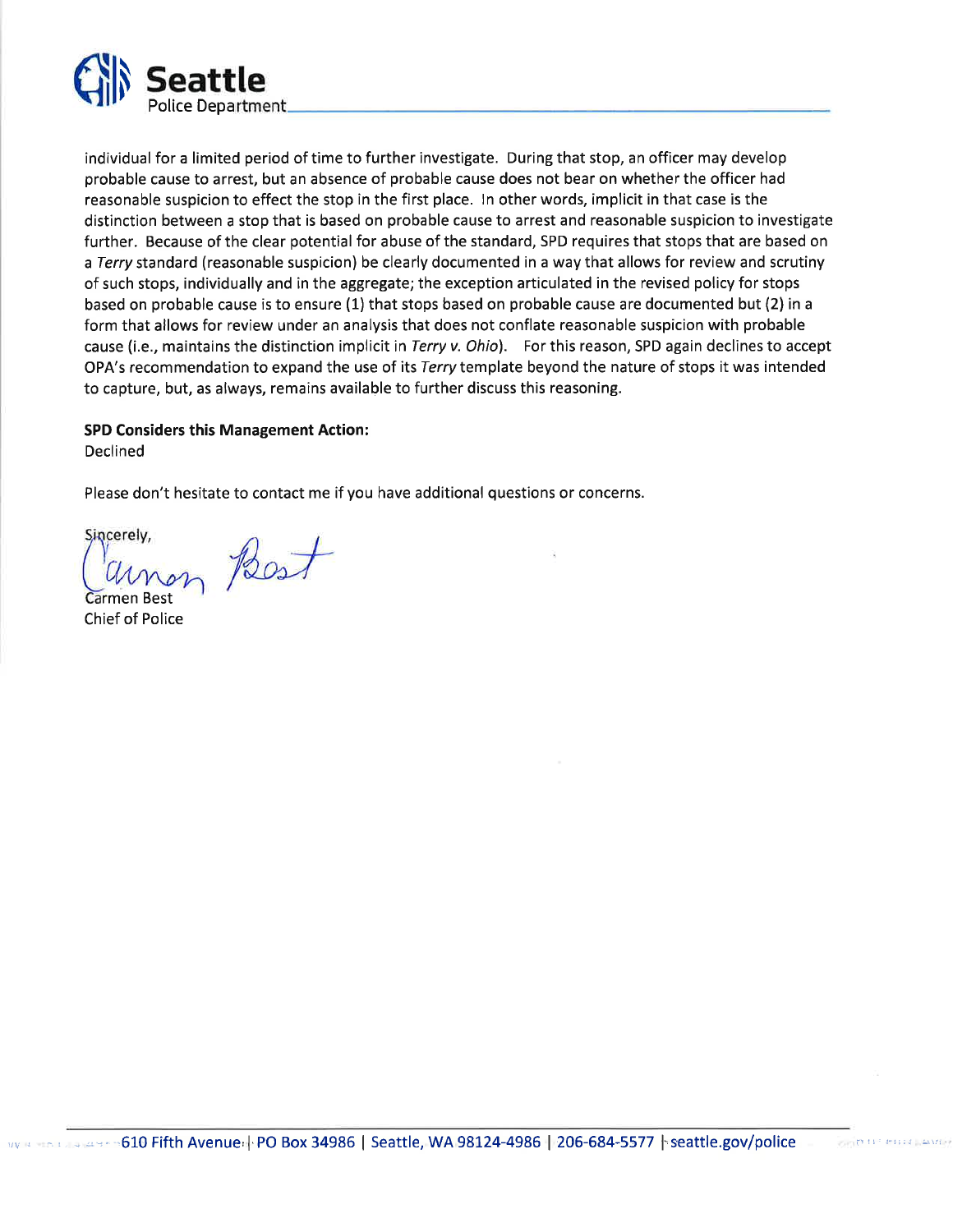individual for a limited period of time to further investigate. During that stop, an officer may develop probable cause to arrest, but an absence of probable cause does not bear on whether the officer had reasonable suspicion to effect the stop in the first place. In other words, implicit in that case is the distinction between a stop that is based on probable cause to arrest and reasonable suspicion to investigate further. Because of the clear potential for abuse of the standard, SPD requires that stops that are based on a *Terry* standard (reasonable suspicion) be clearly documented in a way that allows for review and scrutiny of such stops, individually and in the aggregate; the exception articulated in the revised policy for stops based on probable cause is to ensure (1) that stops based on probable cause are documented but (2) in a form that allows for review under an analysis that does not conflate reasonable suspicion with probable cause (i.e., maintains the distinction implicit in *Terry v. Ohio*). For this reason, SPD again declines to accept OPA's recommendation to expand the use of its *Terry* template beyond the nature of stops it was intended to capture, but, as always, remains available to further discuss this reasoning.

**SPD Considers this Management Action:**
Declined

Please don't hesitate to contact me if you have additional questions or concerns.

Sincerely,

Carmen Best
Chief of Police